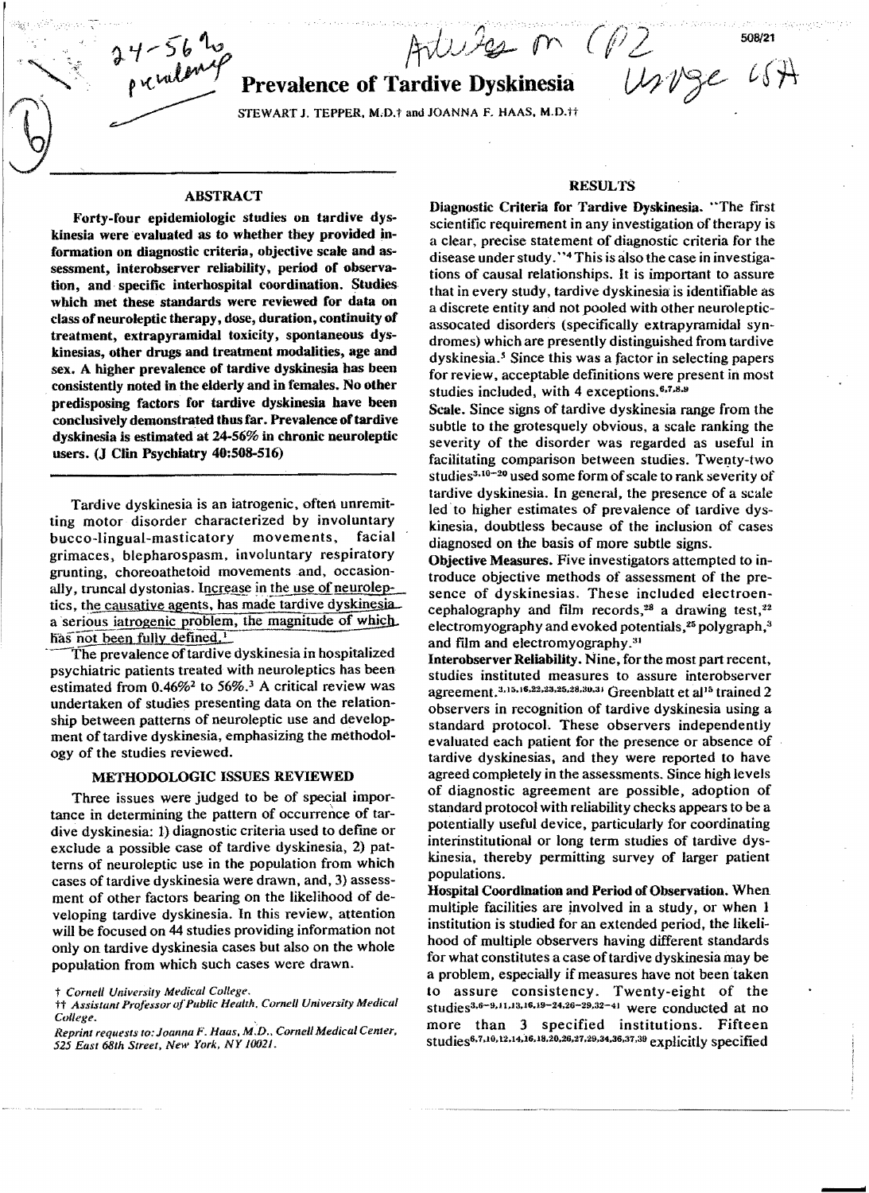# Prevalence of Tardive Dyskinesia

STEWART J. TEPPER, M.D.† and JOANNA F. HAAS, M.D.††

## ABSTRACT

**Forty-four epidemiologic studies on tardive dyskinesia were evaluated as to whether they provided information on diagnostic criteria, objective scale and assessment, interobserver reliability, period of observation, and specific interhospital coordination. Studies which met these standards were reviewed for data on class of neuroleptic therapy, dose, duration, continuity of treatment, extrapyramidal toxicity, spontaneous dyskinesias, other drugs and treatment modalities, age and sex. A higher prevalence of tardive dyskinesia has been consistently noted in the elderly and in females. No other predisposing factors for tardive dyskinesia have been conclusively demonstrated thus far. Prevalence of tardive dyskinesia is estimated at 24-56% in chronic neuroleptic users. (J Clin Psychiatry 40:508-516)**

Tardive dyskinesia is an iatrogenic, often unremitting motor disorder characterized by involuntary bucco-lingual-masticatory movements, facial grimaces, blepharospasm, involuntary respiratory grunting, choreoathetoid movements and, occasionally, truncal dystonias. Increase in the use of neuroleptics, the causative agents, has made tardive dyskinesia a serious iatrogenic problem, the magnitude of which has not been fully defined.[1]

The prevalence of tardive dyskinesia in hospitalized psychiatric patients treated with neuroleptics has been estimated from 0.46%[2] to 56%.[3] A critical review was undertaken of studies presenting data on the relationship between patterns of neuroleptic use and development of tardive dyskinesia, emphasizing the methodology of the studies reviewed.

## METHODOLOGIC ISSUES REVIEWED

Three issues were judged to be of special importance in determining the pattern of occurrence of tardive dyskinesia: 1) diagnostic criteria used to define or exclude a possible case of tardive dyskinesia, 2) patterns of neuroleptic use in the population from which cases of tardive dyskinesia were drawn, and, 3) assessment of other factors bearing on the likelihood of developing tardive dyskinesia. In this review, attention will be focused on 44 studies providing information not only on tardive dyskinesia cases but also on the whole population from which such cases were drawn.

† *Cornell University Medical College.*

†† *Assistant Professor of Public Health, Cornell University Medical College.*

*Reprint requests to: Joanna F. Haas, M.D., Cornell Medical Center, 525 East 68th Street, New York, NY 10021.*

## RESULTS

**Diagnostic Criteria for Tardive Dyskinesia.** "The first scientific requirement in any investigation of therapy is a clear, precise statement of diagnostic criteria for the disease under study."[4] This is also the case in investigations of causal relationships. It is important to assure that in every study, tardive dyskinesia is identifiable as a discrete entity and not pooled with other neuroleptic-assocated disorders (specifically extrapyramidal syndromes) which are presently distinguished from tardive dyskinesia.[5] Since this was a factor in selecting papers for review, acceptable definitions were present in most studies included, with 4 exceptions.[6,7,8,9]

**Scale.** Since signs of tardive dyskinesia range from the subtle to the grotesquely obvious, a scale ranking the severity of the disorder was regarded as useful in facilitating comparison between studies. Twenty-two studies[3,10–20] used some form of scale to rank severity of tardive dyskinesia. In general, the presence of a scale led to higher estimates of prevalence of tardive dyskinesia, doubtless because of the inclusion of cases diagnosed on the basis of more subtle signs.

**Objective Measures.** Five investigators attempted to introduce objective methods of assessment of the presence of dyskinesias. These included electroencephalography and film records,[28] a drawing test,[22] electromyography and evoked potentials,[25] polygraph,[3] and film and electromyography.[31]

**Interobserver Reliability.** Nine, for the most part recent, studies instituted measures to assure interobserver agreement.[3,15,16,22,23,25,28,30,31] Greenblatt et al[15] trained 2 observers in recognition of tardive dyskinesia using a standard protocol. These observers independently evaluated each patient for the presence or absence of tardive dyskinesias, and they were reported to have agreed completely in the assessments. Since high levels of diagnostic agreement are possible, adoption of standard protocol with reliability checks appears to be a potentially useful device, particularly for coordinating interinstitutional or long term studies of tardive dyskinesia, thereby permitting survey of larger patient populations.

**Hospital Coordination and Period of Observation.** When multiple facilities are involved in a study, or when 1 institution is studied for an extended period, the likelihood of multiple observers having different standards for what constitutes a case of tardive dyskinesia may be a problem, especially if measures have not been taken to assure consistency. Twenty-eight of the studies[3,6–9,11,13,16,19–24,26–29,32–41] were conducted at no more than 3 specified institutions. Fifteen studies[6,7,10,12,14,16,18,20,26,27,29,34,36,37,39] explicitly specified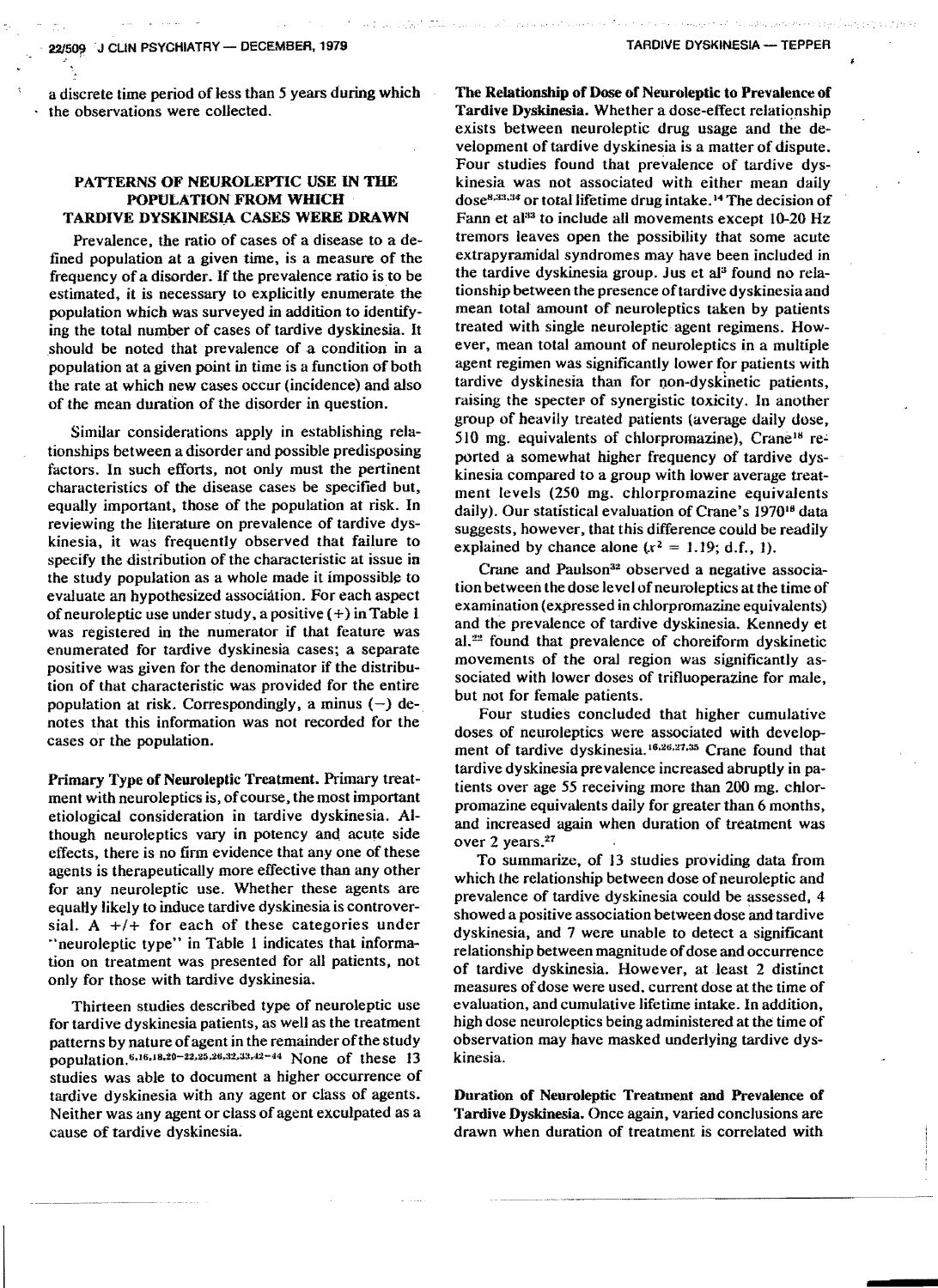a discrete time period of less than 5 years during which the observations were collected.

## PATTERNS OF NEUROLEPTIC USE IN THE POPULATION FROM WHICH TARDIVE DYSKINESIA CASES WERE DRAWN

Prevalence, the ratio of cases of a disease to a defined population at a given time, is a measure of the frequency of a disorder. If the prevalence ratio is to be estimated, it is necessary to explicitly enumerate the population which was surveyed in addition to identifying the total number of cases of tardive dyskinesia. It should be noted that prevalence of a condition in a population at a given point in time is a function of both the rate at which new cases occur (incidence) and also of the mean duration of the disorder in question.

Similar considerations apply in establishing relationships between a disorder and possible predisposing factors. In such efforts, not only must the pertinent characteristics of the disease cases be specified but, equally important, those of the population at risk. In reviewing the literature on prevalence of tardive dyskinesia, it was frequently observed that failure to specify the distribution of the characteristic at issue in the study population as a whole made it impossible to evaluate an hypothesized association. For each aspect of neuroleptic use under study, a positive (+) in Table 1 was registered in the numerator if that feature was enumerated for tardive dyskinesia cases; a separate positive was given for the denominator if the distribution of that characteristic was provided for the entire population at risk. Correspondingly, a minus (−) denotes that this information was not recorded for the cases or the population.

**Primary Type of Neuroleptic Treatment.** Primary treatment with neuroleptics is, of course, the most important etiological consideration in tardive dyskinesia. Although neuroleptics vary in potency and acute side effects, there is no firm evidence that any one of these agents is therapeutically more effective than any other for any neuroleptic use. Whether these agents are equally likely to induce tardive dyskinesia is controversial. A +/+ for each of these categories under "neuroleptic type" in Table 1 indicates that information on treatment was presented for all patients, not only for those with tardive dyskinesia.

Thirteen studies described type of neuroleptic use for tardive dyskinesia patients, as well as the treatment patterns by nature of agent in the remainder of the study population.[6,16,18,20-22,25,26,32,33,42-44] None of these 13 studies was able to document a higher occurrence of tardive dyskinesia with any agent or class of agents. Neither was any agent or class of agent exculpated as a cause of tardive dyskinesia.

**The Relationship of Dose of Neuroleptic to Prevalence of Tardive Dyskinesia.** Whether a dose-effect relationship exists between neuroleptic drug usage and the development of tardive dyskinesia is a matter of dispute. Four studies found that prevalence of tardive dyskinesia was not associated with either mean daily dose[8,33,34] or total lifetime drug intake.[14] The decision of Fann et al[33] to include all movements except 10-20 Hz tremors leaves open the possibility that some acute extrapyramidal syndromes may have been included in the tardive dyskinesia group. Jus et al[3] found no relationship between the presence of tardive dyskinesia and mean total amount of neuroleptics taken by patients treated with single neuroleptic agent regimens. However, mean total amount of neuroleptics in a multiple agent regimen was significantly lower for patients with tardive dyskinesia than for non-dyskinetic patients, raising the specter of synergistic toxicity. In another group of heavily treated patients (average daily dose, 510 mg. equivalents of chlorpromazine), Crane[18] reported a somewhat higher frequency of tardive dyskinesia compared to a group with lower average treatment levels (250 mg. chlorpromazine equivalents daily). Our statistical evaluation of Crane's 1970[18] data suggests, however, that this difference could be readily explained by chance alone ($x^2 = 1.19$; d.f., 1).

Crane and Paulson[32] observed a negative association between the dose level of neuroleptics at the time of examination (expressed in chlorpromazine equivalents) and the prevalence of tardive dyskinesia. Kennedy et al.[22] found that prevalence of choreiform dyskinetic movements of the oral region was significantly associated with lower doses of trifluoperazine for male, but not for female patients.

Four studies concluded that higher cumulative doses of neuroleptics were associated with development of tardive dyskinesia.[16,26,27,35] Crane found that tardive dyskinesia prevalence increased abruptly in patients over age 55 receiving more than 200 mg. chlorpromazine equivalents daily for greater than 6 months, and increased again when duration of treatment was over 2 years.[27]

To summarize, of 13 studies providing data from which the relationship between dose of neuroleptic and prevalence of tardive dyskinesia could be assessed, 4 showed a positive association between dose and tardive dyskinesia, and 7 were unable to detect a significant relationship between magnitude of dose and occurrence of tardive dyskinesia. However, at least 2 distinct measures of dose were used, current dose at the time of evaluation, and cumulative lifetime intake. In addition, high dose neuroleptics being administered at the time of observation may have masked underlying tardive dyskinesia.

**Duration of Neuroleptic Treatment and Prevalence of Tardive Dyskinesia.** Once again, varied conclusions are drawn when duration of treatment is correlated with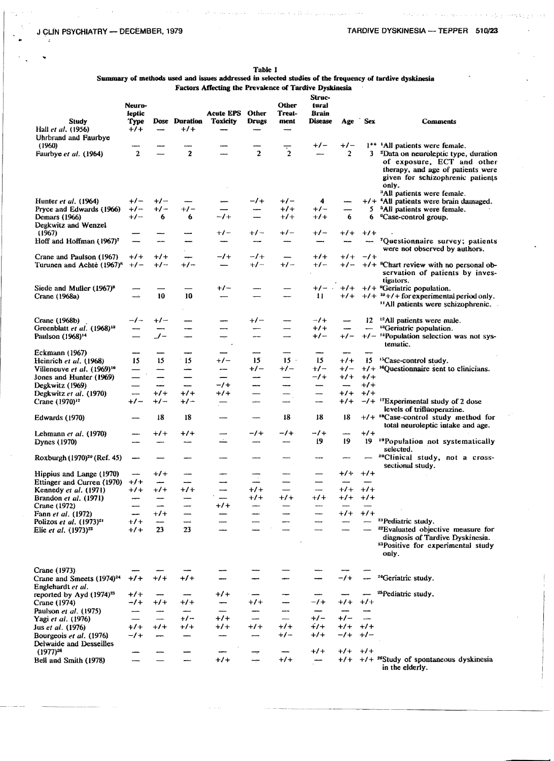**Table 1**
**Summary of methods used and issues addressed in selected studies of the frequency of tardive dyskinesia**
**Factors Affecting the Prevalence of Tardive Dyskinesia**

| Study | Neuroleptic Type | Dose | Duration | Acute EPS Toxicity | Other Drugs | Other Treatment | Structural Brain Disease | Age | Sex | Comments |
|---|---|---|---|---|---|---|---|---|---|---|
| Hall *et al.* (1956) | +/+ | — | +/+ | — | — | — | | | | |
| Uhrbrand and Faurbye (1960) | — | — | — | — | — | — | +/− | +/− | 1** | [1]All patients were female. |
| Faurbye *et al.* (1964) | 2 | — | 2 | — | 2 | 2 | — | 2 | 3 | [2]Data on neuroleptic type, duration of exposure, ECT and other therapy, and age of patients were given for schizophrenic patients only. [3]All patients were female. |
| Hunter *et al.* (1964) | +/− | +/− | — | — | −/+ | +/− | 4 | — | +/+ | [4]All patients were brain damaged. |
| Pryce and Edwards (1966) | +/− | +/− | +/− | — | — | +/+ | +/− | — | 5 | [5]All patients were female. |
| Demars (1966) | +/− | 6 | 6 | −/+ | — | +/+ | +/+ | 6 | 6 | [6]Case-control group. |
| Degkwitz and Wenzel (1967) | — | — | — | +/− | +/− | +/− | +/− | +/+ | +/+ | |
| Hoff and Hoffman (1967)[7] | — | — | — | — | — | — | — | — | — | [7]Questionnaire survey; patients were not observed by authors. |
| Crane and Paulson (1967) | +/+ | +/+ | — | −/+ | −/+ | — | +/+ | +/+ | −/+ | |
| Turunen and Achté (1967)[8] | +/− | +/− | +/− | — | +/− | +/− | +/− | +/− | +/+ | [8]Chart review with no personal observation of patients by investigators. |
| Siede and Muller (1967)[9] | — | — | — | +/− | — | — | +/− | +/+ | +/+ | [9]Geriatric population. |
| Crane (1968a) | — | 10 | 10 | — | — | — | 11 | +/+ | +/+ | [10]+/+ for experimental period only. [11]All patients were schizophrenic. |
| Crane (1968b) | −/− | +/− | — | — | +/− | — | −/+ | — | 12 | [12]All patients were male. |
| Greenblatt *et al.* (1968)[13] | — | — | — | — | — | — | +/+ | — | — | [13]Geriatric population. |
| Paulson (1968)[14] | — | −/− | — | — | — | — | +/− | +/− | +/− | [14]Population selection was not systematic. |
| Eckmann (1967) | — | — | — | — | — | — | — | — | — | |
| Heinrich *et al.* (1968) | 15 | 15 | 15 | +/− | 15 | 15 | 15 | +/+ | 15 | [15]Case-control study. |
| Villeneuve *et al.* (1969)[16] | — | — | — | — | +/− | +/− | +/− | +/− | +/+ | [16]Questionnaire sent to clinicians. |
| Jones and Hunter (1969) | — | — | — | — | — | — | −/+ | +/+ | +/+ | |
| Degkwitz (1969) | — | — | — | −/+ | — | — | — | — | +/+ | |
| Degkwitz *et al.* (1970) | — | +/+ | +/+ | +/+ | — | — | — | +/+ | +/+ | |
| Crane (1970)[17] | +/− | +/− | +/− | — | — | — | — | +/+ | −/+ | [17]Experimental study of 2 dose levels of trifluoperazine. |
| Edwards (1970) | — | 18 | 18 | — | — | 18 | 18 | 18 | +/+ | [18]Case-control study method for total neuroleptic intake and age. |
| Lehmann *et al.* (1970) | — | +/+ | +/+ | — | −/+ | −/+ | −/+ | — | +/+ | |
| Dynes (1970) | — | — | — | — | — | — | 19 | 19 | 19 | [19]Population not systematically selected. |
| Roxburgh (1970)[20] (Ref. 45) | — | — | — | — | — | — | — | — | — | [20]Clinical study, not a cross-sectional study. |
| Hippius and Lange (1970) | — | +/+ | — | — | — | — | — | +/+ | +/+ | |
| Ettinger and Curren (1970) | +/+ | — | — | — | — | — | — | — | — | |
| Kennedy *et al.* (1971) | +/+ | +/+ | +/+ | — | +/+ | — | — | +/+ | +/+ | |
| Brandon *et al.* (1971) | — | — | — | — | +/+ | +/+ | +/+ | +/+ | +/+ | |
| Crane (1972) | — | — | — | +/+ | — | — | — | — | — | |
| Fann *et al.* (1972) | — | +/+ | — | — | — | — | — | +/+ | +/+ | |
| Polizos *et al.* (1973)[21] | +/+ | — | — | — | — | — | — | — | — | [21]Pediatric study. |
| Elie *et al.* (1973)[22] | +/+ | 23 | 23 | — | — | — | — | — | — | [22]Evaluated objective measure for diagnosis of Tardive Dyskinesia. [23]Positive for experimental study only. |
| Crane (1973) | — | — | — | — | — | — | — | — | — | |
| Crane and Smeets (1974)[24] | +/+ | +/+ | +/+ | — | — | — | — | −/+ | — | [24]Geriatric study. |
| Englehardt *et al.* reported by Ayd (1974)[25] | +/+ | — | — | +/+ | — | — | — | — | — | [25]Pediatric study. |
| Crane (1974) | −/+ | +/+ | +/+ | — | +/+ | — | −/+ | +/+ | +/+ | |
| Paulson *et al.* (1975) | — | — | — | — | — | — | — | — | — | |
| Yagi *et al.* (1976) | — | — | +/− | +/+ | — | — | +/− | +/− | — | |
| Jus *et al.* (1976) | +/+ | +/+ | +/+ | +/+ | +/+ | +/+ | +/+ | +/+ | +/+ | |
| Bourgeois *et al.* (1976) | −/+ | — | — | — | — | +/− | +/+ | −/+ | +/− | |
| Delwaide and Desseilles (1977)[26] | — | — | — | — | — | — | +/+ | +/+ | +/+ | |
| Bell and Smith (1978) | — | — | — | +/+ | — | +/+ | — | +/+ | +/+ | [26]Study of spontaneous dyskinesia in the elderly. |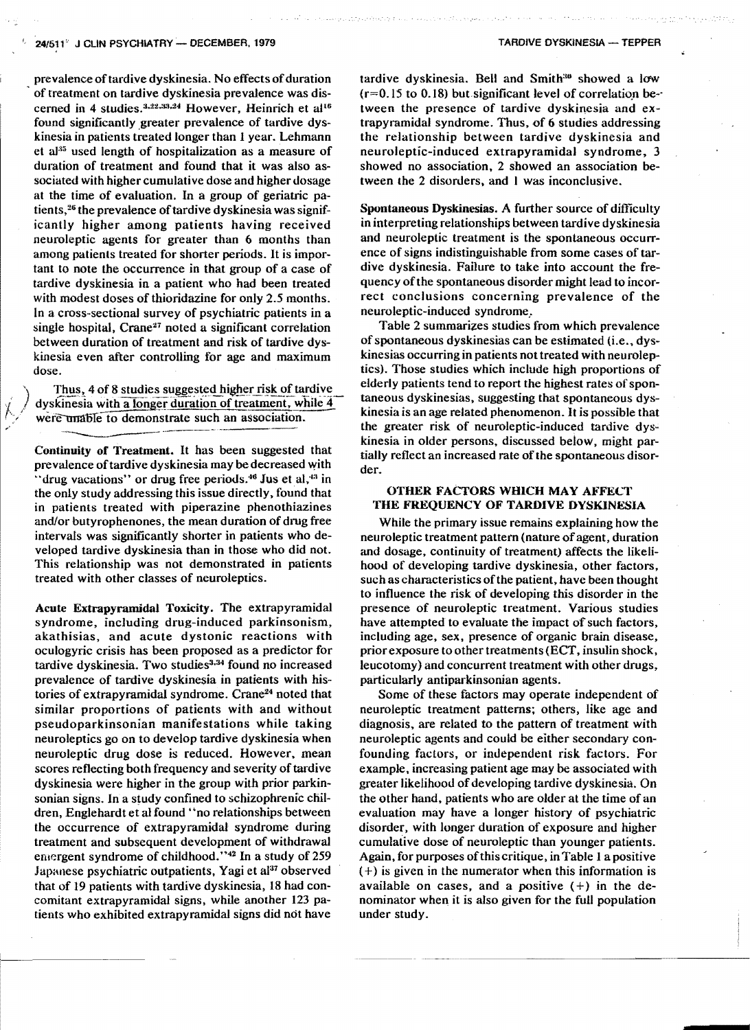prevalence of tardive dyskinesia. No effects of duration of treatment on tardive dyskinesia prevalence was discerned in 4 studies.[3,22,33,24] However, Heinrich et al[16] found significantly greater prevalence of tardive dyskinesia in patients treated longer than 1 year. Lehmann et al[35] used length of hospitalization as a measure of duration of treatment and found that it was also associated with higher cumulative dose and higher dosage at the time of evaluation. In a group of geriatric patients,[26] the prevalence of tardive dyskinesia was significantly higher among patients having received neuroleptic agents for greater than 6 months than among patients treated for shorter periods. It is important to note the occurrence in that group of a case of tardive dyskinesia in a patient who had been treated with modest doses of thioridazine for only 2.5 months. In a cross-sectional survey of psychiatric patients in a single hospital, Crane[27] noted a significant correlation between duration of treatment and risk of tardive dyskinesia even after controlling for age and maximum dose.

Thus, 4 of 8 studies suggested higher risk of tardive dyskinesia with a longer duration of treatment, while 4 were unable to demonstrate such an association.

**Continuity of Treatment.** It has been suggested that prevalence of tardive dyskinesia may be decreased with "drug vacations" or drug free periods.[46] Jus et al,[43] in the only study addressing this issue directly, found that in patients treated with piperazine phenothiazines and/or butyrophenones, the mean duration of drug free intervals was significantly shorter in patients who developed tardive dyskinesia than in those who did not. This relationship was not demonstrated in patients treated with other classes of neuroleptics.

**Acute Extrapyramidal Toxicity.** The extrapyramidal syndrome, including drug-induced parkinsonism, akathisias, and acute dystonic reactions with oculogyric crisis has been proposed as a predictor for tardive dyskinesia. Two studies[3,34] found no increased prevalence of tardive dyskinesia in patients with histories of extrapyramidal syndrome. Crane[24] noted that similar proportions of patients with and without pseudoparkinsonian manifestations while taking neuroleptics go on to develop tardive dyskinesia when neuroleptic drug dose is reduced. However, mean scores reflecting both frequency and severity of tardive dyskinesia were higher in the group with prior parkinsonian signs. In a study confined to schizophrenic children, Englehardt et al found "no relationships between the occurrence of extrapyramidal syndrome during treatment and subsequent development of withdrawal emergent syndrome of childhood."[42] In a study of 259 Japanese psychiatric outpatients, Yagi et al[37] observed that of 19 patients with tardive dyskinesia, 18 had concomitant extrapyramidal signs, while another 123 patients who exhibited extrapyramidal signs did not have tardive dyskinesia. Bell and Smith[30] showed a low ($r=0.15$ to $0.18$) but significant level of correlation between the presence of tardive dyskinesia and extrapyramidal syndrome. Thus, of 6 studies addressing the relationship between tardive dyskinesia and neuroleptic-induced extrapyramidal syndrome, 3 showed no association, 2 showed an association between the 2 disorders, and 1 was inconclusive.

**Spontaneous Dyskinesias.** A further source of difficulty in interpreting relationships between tardive dyskinesia and neuroleptic treatment is the spontaneous occurrence of signs indistinguishable from some cases of tardive dyskinesia. Failure to take into account the frequency of the spontaneous disorder might lead to incorrect conclusions concerning prevalence of the neuroleptic-induced syndrome.

Table 2 summarizes studies from which prevalence of spontaneous dyskinesias can be estimated (i.e., dyskinesias occurring in patients not treated with neuroleptics). Those studies which include high proportions of elderly patients tend to report the highest rates of spontaneous dyskinesias, suggesting that spontaneous dyskinesia is an age related phenomenon. It is possible that the greater risk of neuroleptic-induced tardive dyskinesia in older persons, discussed below, might partially reflect an increased rate of the spontaneous disorder.

## OTHER FACTORS WHICH MAY AFFECT THE FREQUENCY OF TARDIVE DYSKINESIA

While the primary issue remains explaining how the neuroleptic treatment pattern (nature of agent, duration and dosage, continuity of treatment) affects the likelihood of developing tardive dyskinesia, other factors, such as characteristics of the patient, have been thought to influence the risk of developing this disorder in the presence of neuroleptic treatment. Various studies have attempted to evaluate the impact of such factors, including age, sex, presence of organic brain disease, prior exposure to other treatments (ECT, insulin shock, leucotomy) and concurrent treatment with other drugs, particularly antiparkinsonian agents.

Some of these factors may operate independent of neuroleptic treatment patterns; others, like age and diagnosis, are related to the pattern of treatment with neuroleptic agents and could be either secondary confounding factors, or independent risk factors. For example, increasing patient age may be associated with greater likelihood of developing tardive dyskinesia. On the other hand, patients who are older at the time of an evaluation may have a longer history of psychiatric disorder, with longer duration of exposure and higher cumulative dose of neuroleptic than younger patients. Again, for purposes of this critique, in Table 1 a positive (+) is given in the numerator when this information is available on cases, and a positive (+) in the denominator when it is also given for the full population under study.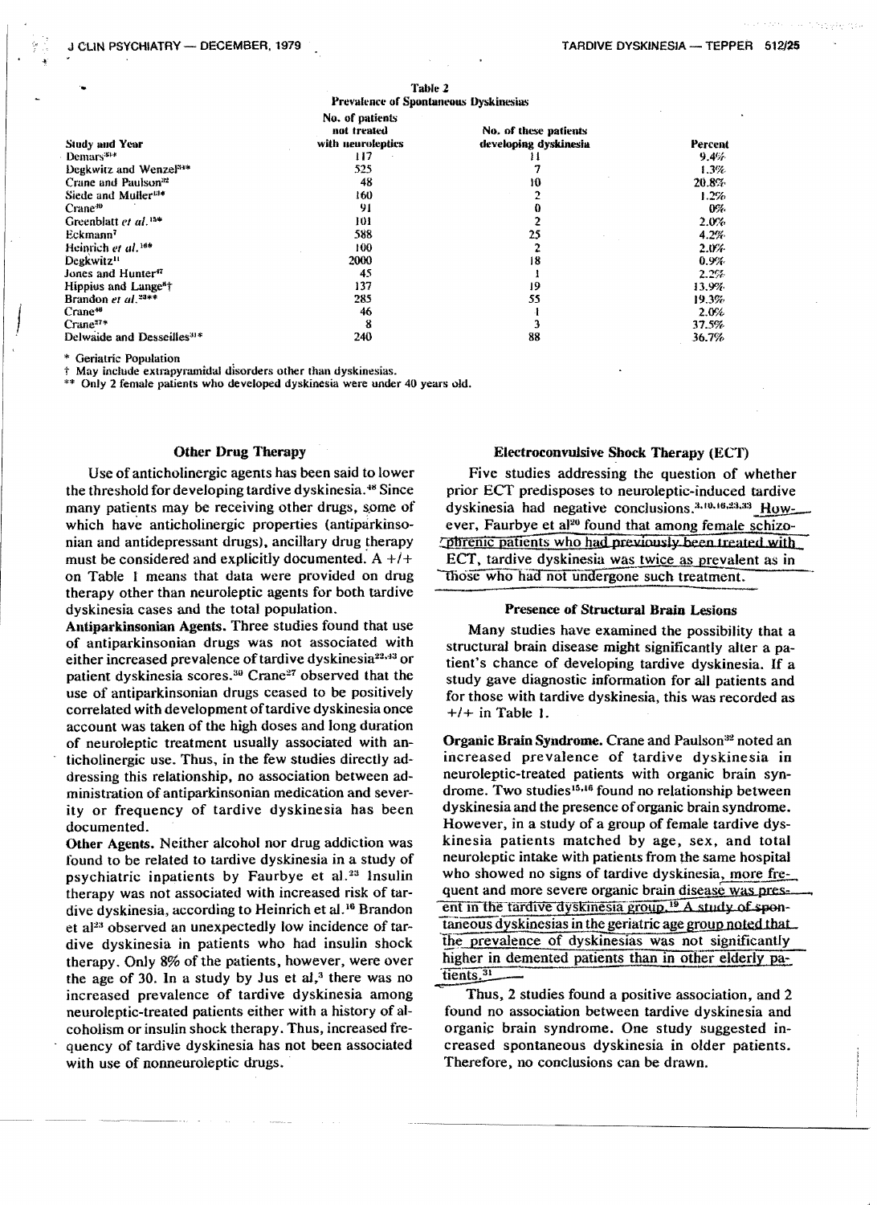Table 2
Prevalence of Spontaneous Dyskinesias

| Study and Year | No. of patients not treated with neuroleptics | No. of these patients developing dyskinesia | Percent |
|---|---|---|---|
| Demars[35]* | 117 | 11 | 9.4% |
| Degkwitz and Wenzel[34]* | 525 | 7 | 1.3% |
| Crane and Paulson[32] | 48 | 10 | 20.8% |
| Siede and Muller[13]* | 160 | 2 | 1.2% |
| Crane[10] | 91 | 0 | 0% |
| Greenblatt *et al.*[15]* | 101 | 2 | 2.0% |
| Eckmann[7] | 588 | 25 | 4.2% |
| Heinrich *et al.*[16]* | 100 | 2 | 2.0% |
| Degkwitz[11] | 2000 | 18 | 0.9% |
| Jones and Hunter[47] | 45 | 1 | 2.2% |
| Hippius and Lange[8]† | 137 | 19 | 13.9% |
| Brandon *et al.*[23]** | 285 | 55 | 19.3% |
| Crane[48] | 46 | 1 | 2.0% |
| Crane[27]* | 8 | 3 | 37.5% |
| Delwaide and Desseilles[31]* | 240 | 88 | 36.7% |

\* Geriatric Population
† May include extrapyramidal disorders other than dyskinesias.
\** Only 2 female patients who developed dyskinesia were under 40 years old.

### Other Drug Therapy

Use of anticholinergic agents has been said to lower the threshold for developing tardive dyskinesia.[48] Since many patients may be receiving other drugs, some of which have anticholinergic properties (antiparkinsonian and antidepressant drugs), ancillary drug therapy must be considered and explicitly documented. A +/+ on Table 1 means that data were provided on drug therapy other than neuroleptic agents for both tardive dyskinesia cases and the total population.

**Antiparkinsonian Agents.** Three studies found that use of antiparkinsonian drugs was not associated with either increased prevalence of tardive dyskinesia[22,43] or patient dyskinesia scores.[30] Crane[27] observed that the use of antiparkinsonian drugs ceased to be positively correlated with development of tardive dyskinesia once account was taken of the high doses and long duration of neuroleptic treatment usually associated with anticholinergic use. Thus, in the few studies directly addressing this relationship, no association between administration of antiparkinsonian medication and severity or frequency of tardive dyskinesia has been documented.

**Other Agents.** Neither alcohol nor drug addiction was found to be related to tardive dyskinesia in a study of psychiatric inpatients by Faurbye et al.[23] Insulin therapy was not associated with increased risk of tardive dyskinesia, according to Heinrich et al.[16] Brandon et al[23] observed an unexpectedly low incidence of tardive dyskinesia in patients who had insulin shock therapy. Only 8% of the patients, however, were over the age of 30. In a study by Jus et al,[3] there was no increased prevalence of tardive dyskinesia among neuroleptic-treated patients either with a history of alcoholism or insulin shock therapy. Thus, increased frequency of tardive dyskinesia has not been associated with use of nonneuroleptic drugs.

### Electroconvulsive Shock Therapy (ECT)

Five studies addressing the question of whether prior ECT predisposes to neuroleptic-induced tardive dyskinesia had negative conclusions.[3,10,16,23,33] However, Faurbye et al[20] found that among female schizophrenic patients who had previously been treated with ECT, tardive dyskinesia was twice as prevalent as in those who had not undergone such treatment.

### Presence of Structural Brain Lesions

Many studies have examined the possibility that a structural brain disease might significantly alter a patient's chance of developing tardive dyskinesia. If a study gave diagnostic information for all patients and for those with tardive dyskinesia, this was recorded as +/+ in Table 1.

**Organic Brain Syndrome.** Crane and Paulson[32] noted an increased prevalence of tardive dyskinesia in neuroleptic-treated patients with organic brain syndrome. Two studies[15,16] found no relationship between dyskinesia and the presence of organic brain syndrome. However, in a study of a group of female tardive dyskinesia patients matched by age, sex, and total neuroleptic intake with patients from the same hospital who showed no signs of tardive dyskinesia, more frequent and more severe organic brain disease was present in the tardive dyskinesia group.[19] A study of spontaneous dyskinesias in the geriatric age group noted that the prevalence of dyskinesias was not significantly higher in demented patients than in other elderly patients.[31]

Thus, 2 studies found a positive association, and 2 found no association between tardive dyskinesia and organic brain syndrome. One study suggested increased spontaneous dyskinesia in older patients. Therefore, no conclusions can be drawn.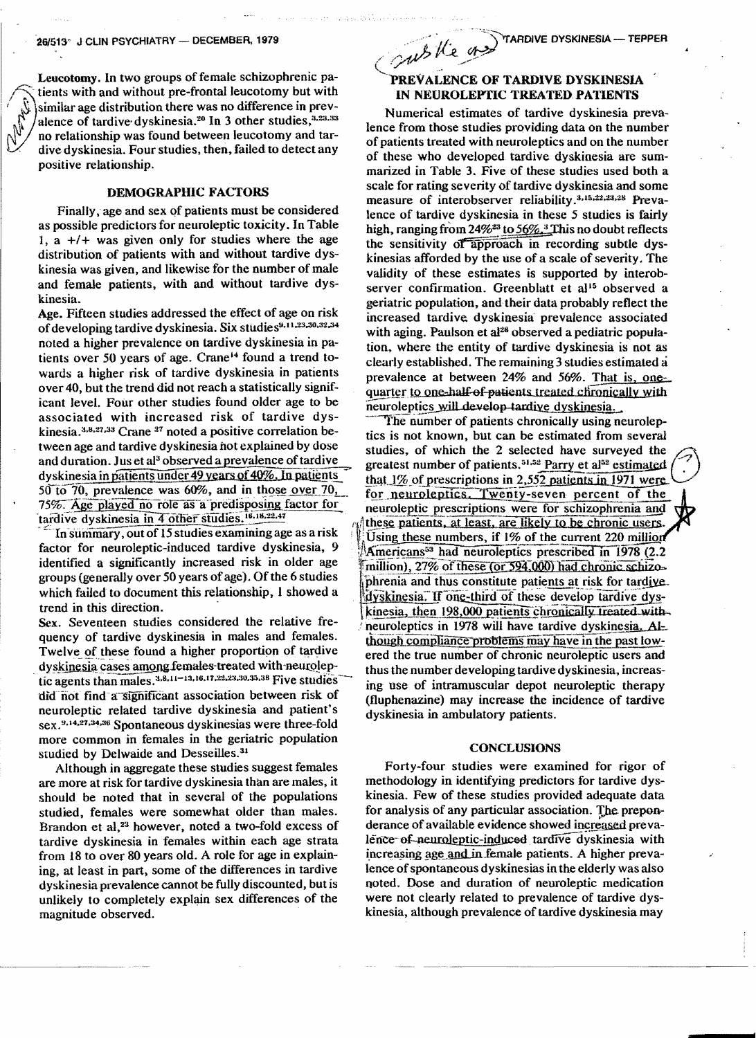**Leucotomy.** In two groups of female schizophrenic patients with and without pre-frontal leucotomy but with similar age distribution there was no difference in prevalence of tardive dyskinesia.[20] In 3 other studies,[3,23,33] no relationship was found between leucotomy and tardive dyskinesia. Four studies, then, failed to detect any positive relationship.

## DEMOGRAPHIC FACTORS

Finally, age and sex of patients must be considered as possible predictors for neuroleptic toxicity. In Table 1, a +/+ was given only for studies where the age distribution of patients with and without tardive dyskinesia was given, and likewise for the number of male and female patients, with and without tardive dyskinesia.

**Age.** Fifteen studies addressed the effect of age on risk of developing tardive dyskinesia. Six studies[9,11,23,30,32,34] noted a higher prevalence on tardive dyskinesia in patients over 50 years of age. Crane[14] found a trend towards a higher risk of tardive dyskinesia in patients over 40, but the trend did not reach a statistically significant level. Four other studies found older age to be associated with increased risk of tardive dyskinesia.[3,8,27,33] Crane [27] noted a positive correlation between age and tardive dyskinesia not explained by dose and duration. Jus et al[3] observed a prevalence of tardive dyskinesia in patients under 49 years of 40%. In patients 50 to 70, prevalence was 60%, and in those over 70, 75%. Age played no role as a predisposing factor for tardive dyskinesia in 4 other studies.[16,18,22,47]

In summary, out of 15 studies examining age as a risk factor for neuroleptic-induced tardive dyskinesia, 9 identified a significantly increased risk in older age groups (generally over 50 years of age). Of the 6 studies which failed to document this relationship, 1 showed a trend in this direction.

**Sex.** Seventeen studies considered the relative frequency of tardive dyskinesia in males and females. Twelve of these found a higher proportion of tardive dyskinesia cases among females treated with neuroleptic agents than males.[3,8,11–13,16,17,22,23,30,35,38] Five studies did not find a significant association between risk of neuroleptic related tardive dyskinesia and patient's sex.[9,14,27,34,36] Spontaneous dyskinesias were three-fold more common in females in the geriatric population studied by Delwaide and Desseilles.[31]

Although in aggregate these studies suggest females are more at risk for tardive dyskinesia than are males, it should be noted that in several of the populations studied, females were somewhat older than males. Brandon et al,[23] however, noted a two-fold excess of tardive dyskinesia in females within each age strata from 18 to over 80 years old. A role for age in explaining, at least in part, some of the differences in tardive dyskinesia prevalence cannot be fully discounted, but is unlikely to completely explain sex differences of the magnitude observed.

## PREVALENCE OF TARDIVE DYSKINESIA IN NEUROLEPTIC TREATED PATIENTS

Numerical estimates of tardive dyskinesia prevalence from those studies providing data on the number of patients treated with neuroleptics and on the number of these who developed tardive dyskinesia are summarized in Table 3. Five of these studies used both a scale for rating severity of tardive dyskinesia and some measure of interobserver reliability.[3,15,22,23,28] Prevalence of tardive dyskinesia in these 5 studies is fairly high, ranging from 24%[23] to 56%.[3] This no doubt reflects the sensitivity of approach in recording subtle dyskinesias afforded by the use of a scale of severity. The validity of these estimates is supported by interobserver confirmation. Greenblatt et al[15] observed a geriatric population, and their data probably reflect the increased tardive dyskinesia prevalence associated with aging. Paulson et al[28] observed a pediatric population, where the entity of tardive dyskinesia is not as clearly established. The remaining 3 studies estimated a prevalence at between 24% and 56%. That is, one-quarter to one-half of patients treated chronically with neuroleptics will develop tardive dyskinesia.

The number of patients chronically using neuroleptics is not known, but can be estimated from several studies, of which the 2 selected have surveyed the greatest number of patients.[51,52] Parry et al[52] estimated that 1% of prescriptions in 2,552 patients in 1971 were for neuroleptics. Twenty-seven percent of the neuroleptic prescriptions were for schizophrenia and these patients, at least, are likely to be chronic users. Using these numbers, if 1% of the current 220 million Americans[53] had neuroleptics prescribed in 1978 (2.2 million), 27% of these (or 594,000) had chronic schizophrenia and thus constitute patients at risk for tardive dyskinesia. If one-third of these develop tardive dyskinesia, then 198,000 patients chronically treated with neuroleptics in 1978 will have tardive dyskinesia. Although compliance problems may have in the past lowered the true number of chronic neuroleptic users and thus the number developing tardive dyskinesia, increasing use of intramuscular depot neuroleptic therapy (fluphenazine) may increase the incidence of tardive dyskinesia in ambulatory patients.

## CONCLUSIONS

Forty-four studies were examined for rigor of methodology in identifying predictors for tardive dyskinesia. Few of these studies provided adequate data for analysis of any particular association. The preponderance of available evidence showed increased prevalence of neuroleptic-induced tardive dyskinesia with increasing age and in female patients. A higher prevalence of spontaneous dyskinesias in the elderly was also noted. Dose and duration of neuroleptic medication were not clearly related to prevalence of tardive dyskinesia, although prevalence of tardive dyskinesia may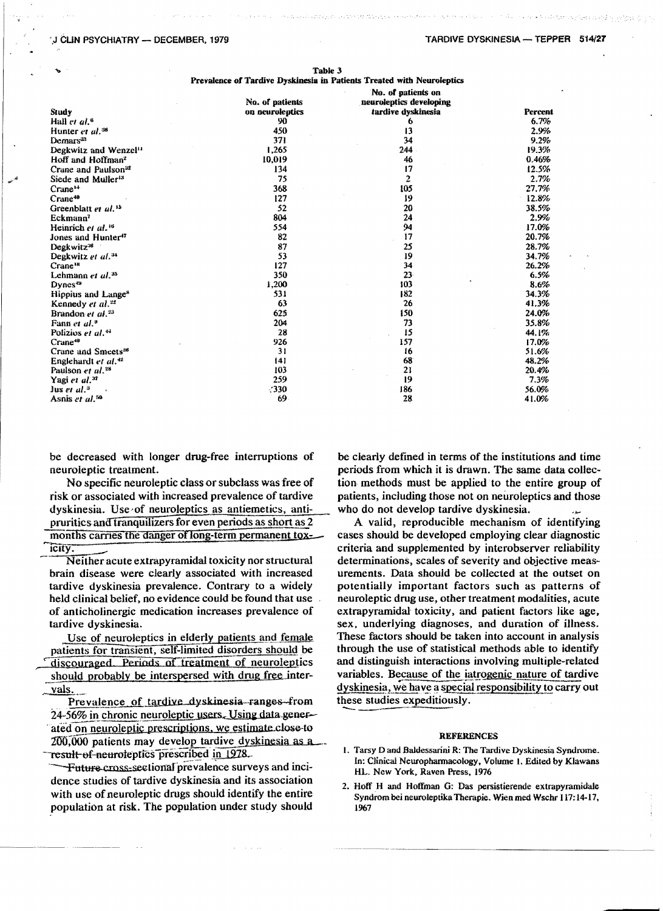Table 3
Prevalence of Tardive Dyskinesia in Patients Treated with Neuroleptics

| Study | No. of patients on neuroleptics | No. of patients on neuroleptics developing tardive dyskinesia | Percent |
|---|---|---|---|
| Hall et al.[6] | 90 | 6 | 6.7% |
| Hunter et al.[38] | 450 | 13 | 2.9% |
| Demars[33] | 371 | 34 | 9.2% |
| Degkwitz and Wenzel[11] | 1,265 | 244 | 19.3% |
| Hoff and Hoffman[2] | 10,019 | 46 | 0.46% |
| Crane and Paulson[32] | 134 | 17 | 12.5% |
| Siede and Muller[13] | 75 | 2 | 2.7% |
| Crane[14] | 368 | 105 | 27.7% |
| Crane[40] | 127 | 19 | 12.8% |
| Greenblatt et al.[15] | 52 | 20 | 38.5% |
| Eckmann[7] | 804 | 24 | 2.9% |
| Heinrich et al.[16] | 554 | 94 | 17.0% |
| Jones and Hunter[47] | 82 | 17 | 20.7% |
| Degkwitz[20] | 87 | 25 | 28.7% |
| Degkwitz et al.[34] | 53 | 19 | 34.7% |
| Crane[18] | 127 | 34 | 26.2% |
| Lehmann et al.[35] | 350 | 23 | 6.5% |
| Dynes[49] | 1,200 | 103 | 8.6% |
| Hippius and Lange[8] | 531 | 182 | 34.3% |
| Kennedy et al.[22] | 63 | 26 | 41.3% |
| Brandon et al.[23] | 625 | 150 | 24.0% |
| Fann et al.[9] | 204 | 73 | 35.8% |
| Polizios et al.[44] | 28 | 15 | 44.1% |
| Crane[48] | 926 | 157 | 17.0% |
| Crane and Smeets[26] | 31 | 16 | 51.6% |
| Englehardt et al.[42] | 141 | 68 | 48.2% |
| Paulson et al.[28] | 103 | 21 | 20.4% |
| Yagi et al.[37] | 259 | 19 | 7.3% |
| Jus et al.[3] | 330 | 186 | 56.0% |
| Asnis et al.[50] | 69 | 28 | 41.0% |

be decreased with longer drug-free interruptions of neuroleptic treatment.

No specific neuroleptic class or subclass was free of risk or associated with increased prevalence of tardive dyskinesia. Use of neuroleptics as antiemetics, antipruritics and tranquilizers for even periods as short as 2 months carries the danger of long-term permanent toxicity.

Neither acute extrapyramidal toxicity nor structural brain disease were clearly associated with increased tardive dyskinesia prevalence. Contrary to a widely held clinical belief, no evidence could be found that use of anticholinergic medication increases prevalence of tardive dyskinesia.

Use of neuroleptics in elderly patients and female patients for transient, self-limited disorders should be discouraged. Periods of treatment of neuroleptics should probably be interspersed with drug free intervals.

Prevalence of tardive dyskinesia ranges from 24-56% in chronic neuroleptic users. Using data generated on neuroleptic prescriptions, we estimate close to 200,000 patients may develop tardive dyskinesia as a result of neuroleptics prescribed in 1978.

Future cross-sectional prevalence surveys and incidence studies of tardive dyskinesia and its association with use of neuroleptic drugs should identify the entire population at risk. The population under study should be clearly defined in terms of the institutions and time periods from which it is drawn. The same data collection methods must be applied to the entire group of patients, including those not on neuroleptics and those who do not develop tardive dyskinesia.

A valid, reproducible mechanism of identifying cases should be developed employing clear diagnostic criteria and supplemented by interobserver reliability determinations, scales of severity and objective measurements. Data should be collected at the outset on potentially important factors such as patterns of neuroleptic drug use, other treatment modalities, acute extrapyramidal toxicity, and patient factors like age, sex, underlying diagnoses, and duration of illness. These factors should be taken into account in analysis through the use of statistical methods able to identify and distinguish interactions involving multiple-related variables. Because of the iatrogenic nature of tardive dyskinesia, we have a special responsibility to carry out these studies expeditiously.

## REFERENCES

1. Tarsy D and Baldessarini R: The Tardive Dyskinesia Syndrome. In: Clinical Neuropharmacology, Volume 1. Edited by Klawans HL. New York, Raven Press, 1976
2. Hoff H and Hoffman G: Das persistierende extrapyramidale Syndrom bei neuroleptika Therapie. Wien med Wschr 117:14-17, 1967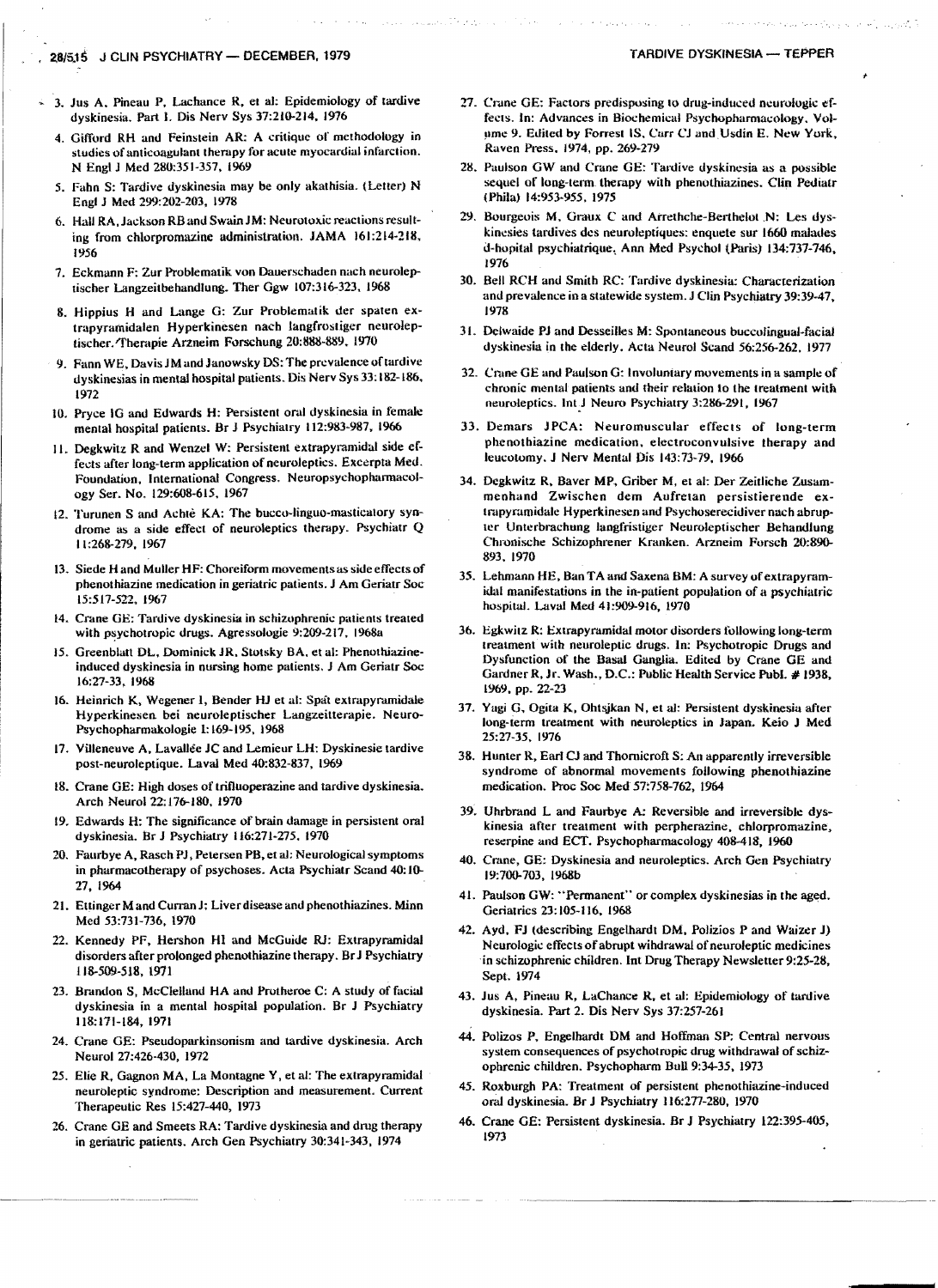3. Jus A, Pineau P, Lachance R, et al: Epidemiology of tardive dyskinesia. Part 1. Dis Nerv Sys 37:210-214, 1976
4. Gifford RH and Feinstein AR: A critique of methodology in studies of anticoagulant therapy for acute myocardial infarction. N Engl J Med 280:351-357, 1969
5. Fahn S: Tardive dyskinesia may be only akathisia. (Letter) N Engl J Med 299:202-203, 1978
6. Hall RA, Jackson RB and Swain JM: Neurotoxic reactions resulting from chlorpromazine administration. JAMA 161:214-218, 1956
7. Eckmann F: Zur Problematik von Dauerschaden nach neuroleptischer Langzeitbehandlung. Ther Ggw 107:316-323, 1968
8. Hippius H and Lange G: Zur Problematik der spaten extrapyramidalen Hyperkinesen nach langfrostiger neuroleptischer. Therapie Arzneim Forschung 20:888-889, 1970
9. Fann WE, Davis JM and Janowsky DS: The prevalence of tardive dyskinesias in mental hospital patients. Dis Nerv Sys 33:182-186, 1972
10. Pryce IG and Edwards H: Persistent oral dyskinesia in female mental hospital patients. Br J Psychiatry 112:983-987, 1966
11. Degkwitz R and Wenzel W: Persistent extrapyramidal side effects after long-term application of neuroleptics. Excerpta Med. Foundation, International Congress. Neuropsychopharmacology Ser. No. 129:608-615, 1967
12. Turunen S and Achté KA: The bucco-linguo-masticatory syndrome as a side effect of neuroleptics therapy. Psychiatr Q 11:268-279, 1967
13. Siede H and Muller HF: Choreiform movements as side effects of phenothiazine medication in geriatric patients. J Am Geriatr Soc 15:517-522, 1967
14. Crane GE: Tardive dyskinesia in schizophrenic patients treated with psychotropic drugs. Agressologie 9:209-217, 1968a
15. Greenblatt DL, Dominick JR, Stotsky BA, et al: Phenothiazine-induced dyskinesia in nursing home patients. J Am Geriatr Soc 16:27-33, 1968
16. Heinrich K, Wegener I, Bender HJ et al: Spät extrapyramidale Hyperkinesen bei neuroleptischer Langzeitterapie. Neuro-Psychopharmakologie 1:169-195, 1968
17. Villeneuve A, Lavallée JC and Lemieur LH: Dyskinesie tardive post-neuroleptique. Laval Med 40:832-837, 1969
18. Crane GE: High doses of trifluoperazine and tardive dyskinesia. Arch Neurol 22:176-180, 1970
19. Edwards H: The significance of brain damage in persistent oral dyskinesia. Br J Psychiatry 116:271-275, 1970
20. Faurbye A, Rasch PJ, Petersen PB, et al: Neurological symptoms in pharmacotherapy of psychoses. Acta Psychiatr Scand 40:10-27, 1964
21. Ettinger M and Curran J: Liver disease and phenothiazines. Minn Med 53:731-736, 1970
22. Kennedy PF, Hershon HI and McGuide RJ: Extrapyramidal disorders after prolonged phenothiazine therapy. Br J Psychiatry 118-509-518, 1971
23. Brandon S, McClelland HA and Protheroe C: A study of facial dyskinesia in a mental hospital population. Br J Psychiatry 118:171-184, 1971
24. Crane GE: Pseudoparkinsonism and tardive dyskinesia. Arch Neurol 27:426-430, 1972
25. Elie R, Gagnon MA, La Montagne Y, et al: The extrapyramidal neuroleptic syndrome: Description and measurement. Current Therapeutic Res 15:427-440, 1973
26. Crane GE and Smeets RA: Tardive dyskinesia and drug therapy in geriatric patients. Arch Gen Psychiatry 30:341-343, 1974
27. Crane GE: Factors predisposing to drug-induced neurologic effects. In: Advances in Biochemical Psychopharmacology, Volume 9. Edited by Forrest IS, Carr CJ and Usdin E. New York, Raven Press, 1974, pp. 269-279
28. Paulson GW and Crane GE: Tardive dyskinesia as a possible sequel of long-term therapy with phenothiazines. Clin Pediatr (Phila) 14:953-955, 1975
29. Bourgeois M, Graux C and Arrethche-Berthelot N: Les dyskinesies tardives des neuroleptiques: enquete sur 1660 malades d-hopital psychiatrique. Ann Med Psychol (Paris) 134:737-746, 1976
30. Bell RCH and Smith RC: Tardive dyskinesia: Characterization and prevalence in a statewide system. J Clin Psychiatry 39:39-47, 1978
31. Delwaide PJ and Desseilles M: Spontaneous buccolingual-facial dyskinesia in the elderly. Acta Neurol Scand 56:256-262, 1977
32. Crane GE and Paulson G: Involuntary movements in a sample of chronic mental patients and their relation to the treatment with neuroleptics. Int J Neuro Psychiatry 3:286-291, 1967
33. Demars JPCA: Neuromuscular effects of long-term phenothiazine medication, electroconvulsive therapy and leucotomy. J Nerv Mental Dis 143:73-79, 1966
34. Degkwitz R, Baver MP, Griber M, et al: Der Zeitliche Zusammenhand Zwischen dem Aufretan persistierende extrapyramidale Hyperkinesen and Psychoserecidiver nach abrupter Unterbrachung langfristiger Neuroleptischer Behandlung Chronische Schizophrener Kranken. Arzneim Forsch 20:890-893, 1970
35. Lehmann HE, Ban TA and Saxena BM: A survey of extrapyramidal manifestations in the in-patient population of a psychiatric hospital. Laval Med 41:909-916, 1970
36. Egkwitz R: Extrapyramidal motor disorders following long-term treatment with neuroleptic drugs. In: Psychotropic Drugs and Dysfunction of the Basal Ganglia. Edited by Crane GE and Gardner R, Jr. Wash., D.C.: Public Health Service Publ. # 1938, 1969, pp. 22-23
37. Yagi G, Ogita K, Ohtsjkan N, et al: Persistent dyskinesia after long-term treatment with neuroleptics in Japan. Keio J Med 25:27-35, 1976
38. Hunter R, Earl CJ and Thornicroft S: An apparently irreversible syndrome of abnormal movements following phenothiazine medication. Proc Soc Med 57:758-762, 1964
39. Uhrbrand L and Faurbye A: Reversible and irreversible dyskinesia after treatment with perpherazine, chlorpromazine, reserpine and ECT. Psychopharmacology 408-418, 1960
40. Crane, GE: Dyskinesia and neuroleptics. Arch Gen Psychiatry 19:700-703, 1968b
41. Paulson GW: "Permanent" or complex dyskinesias in the aged. Geriatrics 23:105-116, 1968
42. Ayd, FJ (describing Engelhardt DM, Polizios P and Waizer J) Neurologic effects of abrupt wihdrawal of neuroleptic medicines in schizophrenic children. Int Drug Therapy Newsletter 9:25-28, Sept. 1974
43. Jus A, Pineau R, LaChance R, et al: Epidemiology of tardive dyskinesia. Part 2. Dis Nerv Sys 37:257-261
44. Polizos P, Engelhardt DM and Hoffman SP: Central nervous system consequences of psychotropic drug withdrawal of schizophrenic children. Psychopharm Bull 9:34-35, 1973
45. Roxburgh PA: Treatment of persistent phenothiazine-induced oral dyskinesia. Br J Psychiatry 116:277-280, 1970
46. Crane GE: Persistent dyskinesia. Br J Psychiatry 122:395-405, 1973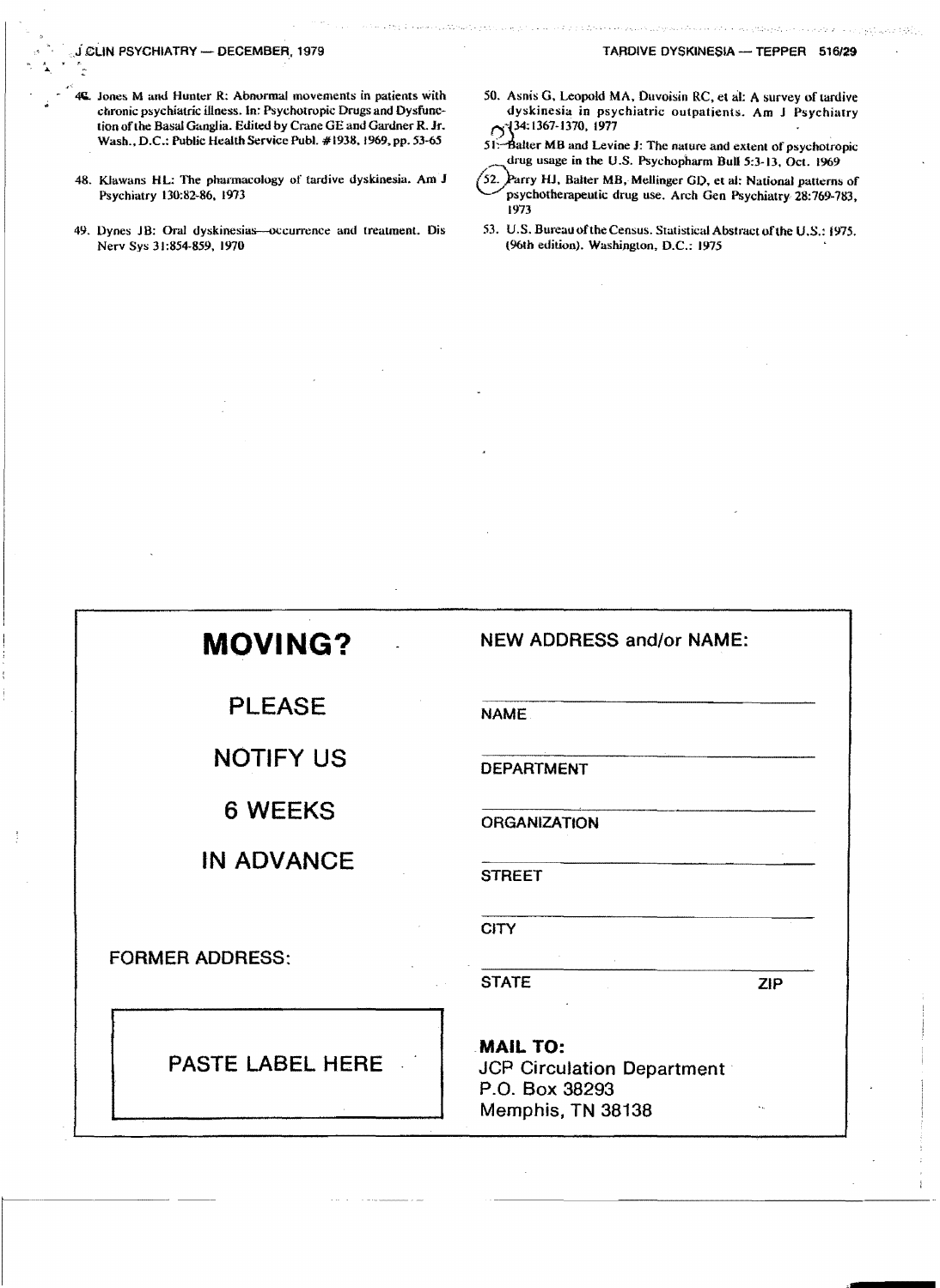47. Jones M and Hunter R: Abnormal movements in patients with chronic psychiatric illness. In: Psychotropic Drugs and Dysfunction of the Basal Ganglia. Edited by Crane GE and Gardner R. Jr. Wash., D.C.: Public Health Service Publ. #1938, 1969, pp. 53-65

48. Klawans HL: The pharmacology of tardive dyskinesia. Am J Psychiatry 130:82-86, 1973

49. Dynes JB: Oral dyskinesias—occurrence and treatment. Dis Nerv Sys 31:854-859, 1970

50. Asnis G, Leopold MA, Duvoisin RC, et al: A survey of tardive dyskinesia in psychiatric outpatients. Am J Psychiatry 134:1367-1370, 1977

51. Balter MB and Levine J: The nature and extent of psychotropic drug usage in the U.S. Psychopharm Bull 5:3-13, Oct. 1969

52. Parry HJ, Balter MB, Mellinger GD, et al: National patterns of psychotherapeutic drug use. Arch Gen Psychiatry 28:769-783, 1973

53. U.S. Bureau of the Census. Statistical Abstract of the U.S.: 1975. (96th edition). Washington, D.C.: 1975

**MOVING?**

PLEASE

NOTIFY US

6 WEEKS

IN ADVANCE

FORMER ADDRESS:

PASTE LABEL HERE

NEW ADDRESS and/or NAME:

NAME

DEPARTMENT

ORGANIZATION

STREET

CITY

STATE ZIP

**MAIL TO:**
JCP Circulation Department
P.O. Box 38293
Memphis, TN 38138